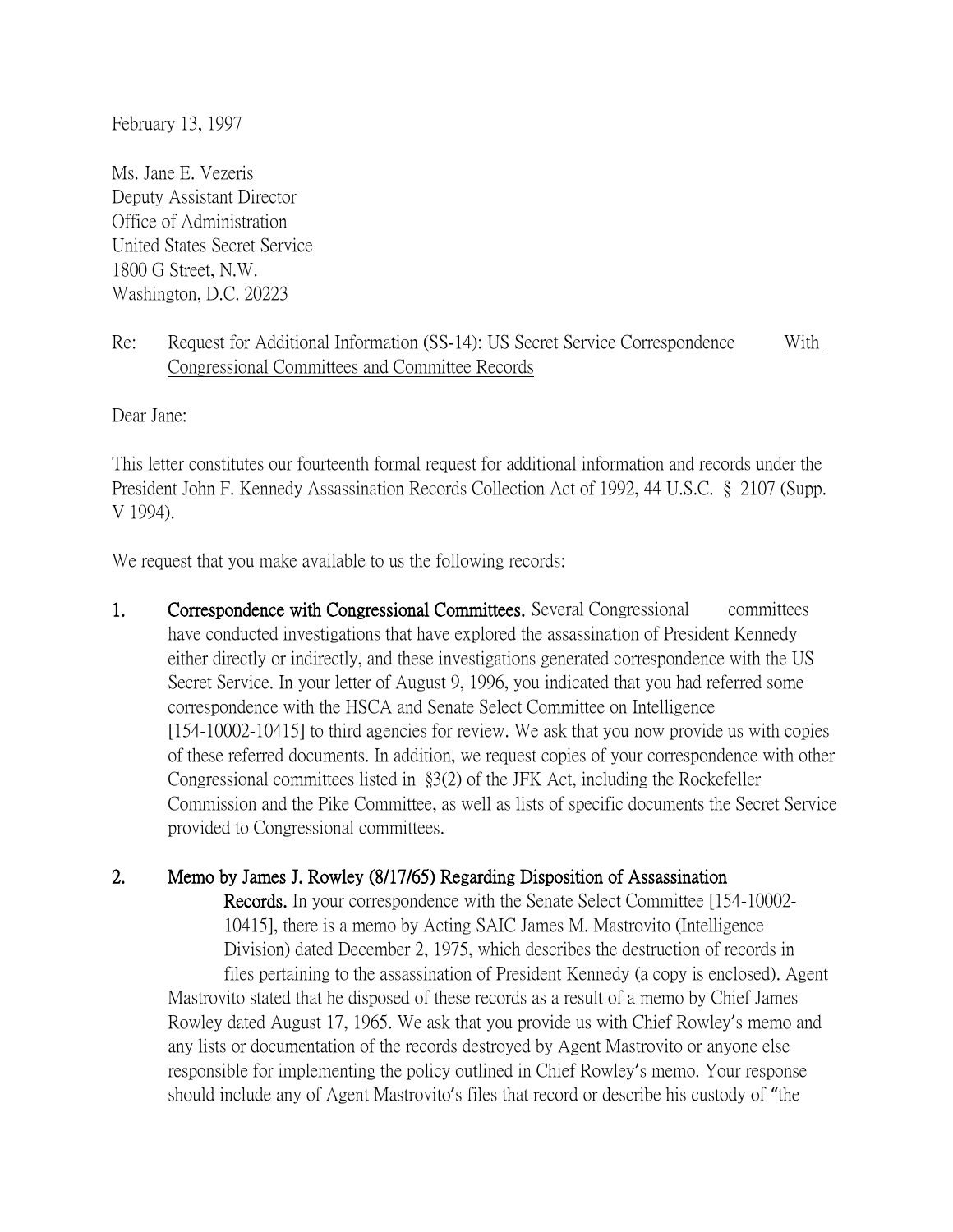February 13, 1997

Ms. Jane E. Vezeris
Deputy Assistant Director
Office of Administration
United States Secret Service
1800 G Street, N.W.
Washington, D.C. 20223

Re: Request for Additional Information (SS-14): US Secret Service Correspondence <u>With Congressional Committees and Committee Records</u>

Dear Jane:

This letter constitutes our fourteenth formal request for additional information and records under the President John F. Kennedy Assassination Records Collection Act of 1992, 44 U.S.C. § 2107 (Supp. V 1994).

We request that you make available to us the following records:

1. **Correspondence with Congressional Committees.** Several Congressional committees have conducted investigations that have explored the assassination of President Kennedy either directly or indirectly, and these investigations generated correspondence with the US Secret Service. In your letter of August 9, 1996, you indicated that you had referred some correspondence with the HSCA and Senate Select Committee on Intelligence [154-10002-10415] to third agencies for review. We ask that you now provide us with copies of these referred documents. In addition, we request copies of your correspondence with other Congressional committees listed in §3(2) of the JFK Act, including the Rockefeller Commission and the Pike Committee, as well as lists of specific documents the Secret Service provided to Congressional committees.

2. **Memo by James J. Rowley (8/17/65) Regarding Disposition of Assassination Records.** In your correspondence with the Senate Select Committee [154-10002-10415], there is a memo by Acting SAIC James M. Mastrovito (Intelligence Division) dated December 2, 1975, which describes the destruction of records in files pertaining to the assassination of President Kennedy (a copy is enclosed). Agent Mastrovito stated that he disposed of these records as a result of a memo by Chief James Rowley dated August 17, 1965. We ask that you provide us with Chief Rowley's memo and any lists or documentation of the records destroyed by Agent Mastrovito or anyone else responsible for implementing the policy outlined in Chief Rowley's memo. Your response should include any of Agent Mastrovito's files that record or describe his custody of "the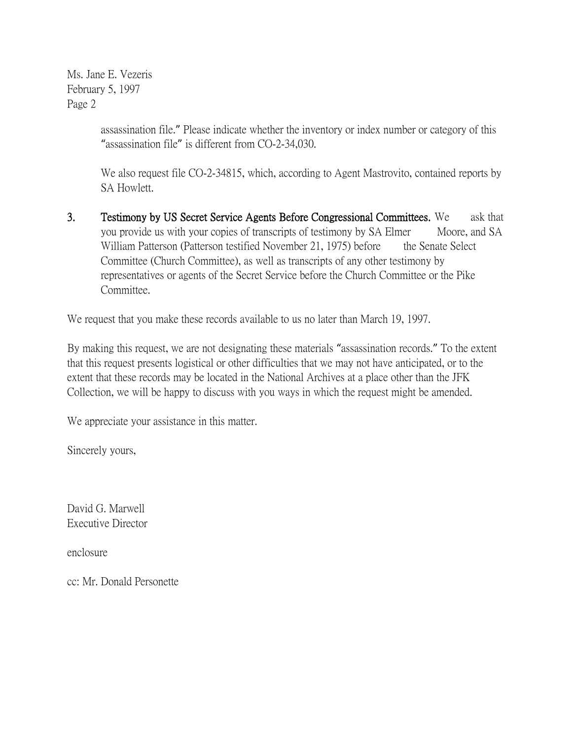Ms. Jane E. Vezeris
February 5, 1997
Page 2

assassination file." Please indicate whether the inventory or index number or category of this "assassination file" is different from CO-2-34,030.

We also request file CO-2-34815, which, according to Agent Mastrovito, contained reports by SA Howlett.

3. **Testimony by US Secret Service Agents Before Congressional Committees.** We ask that you provide us with your copies of transcripts of testimony by SA Elmer Moore, and SA William Patterson (Patterson testified November 21, 1975) before the Senate Select Committee (Church Committee), as well as transcripts of any other testimony by representatives or agents of the Secret Service before the Church Committee or the Pike Committee.

We request that you make these records available to us no later than March 19, 1997.

By making this request, we are not designating these materials "assassination records." To the extent that this request presents logistical or other difficulties that we may not have anticipated, or to the extent that these records may be located in the National Archives at a place other than the JFK Collection, we will be happy to discuss with you ways in which the request might be amended.

We appreciate your assistance in this matter.

Sincerely yours,

David G. Marwell
Executive Director

enclosure

cc: Mr. Donald Personette